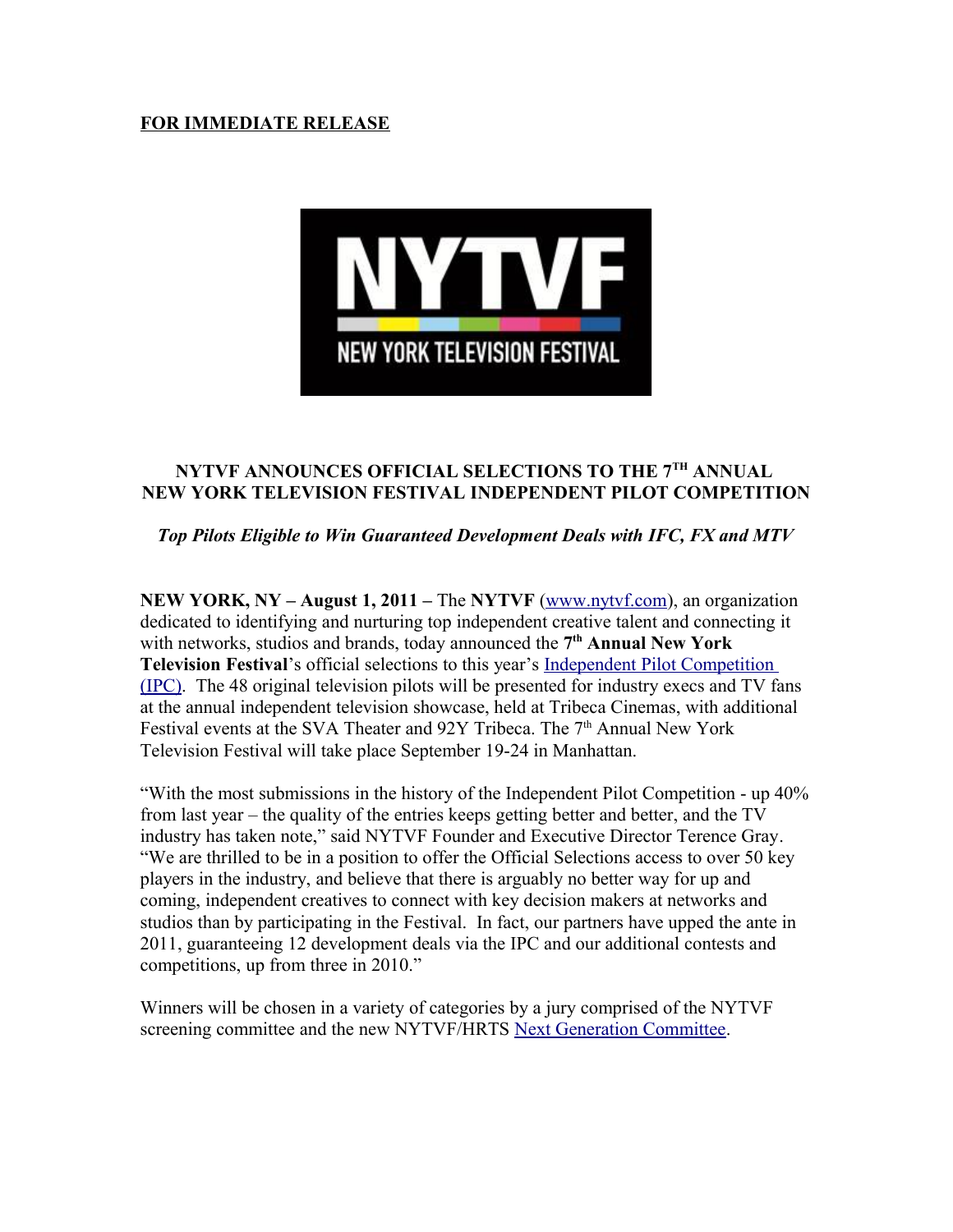**FOR IMMEDIATE RELEASE**

## NYTVF ANNOUNCES OFFICIAL SELECTIONS TO THE 7TH ANNUAL NEW YORK TELEVISION FESTIVAL INDEPENDENT PILOT COMPETITION

***Top Pilots Eligible to Win Guaranteed Development Deals with IFC, FX and MTV***

**NEW YORK, NY – August 1, 2011 –** The **NYTVF** (www.nytvf.com), an organization dedicated to identifying and nurturing top independent creative talent and connecting it with networks, studios and brands, today announced the **7th Annual New York Television Festival**'s official selections to this year's Independent Pilot Competition (IPC). The 48 original television pilots will be presented for industry execs and TV fans at the annual independent television showcase, held at Tribeca Cinemas, with additional Festival events at the SVA Theater and 92Y Tribeca. The 7th Annual New York Television Festival will take place September 19-24 in Manhattan.

"With the most submissions in the history of the Independent Pilot Competition - up 40% from last year – the quality of the entries keeps getting better and better, and the TV industry has taken note," said NYTVF Founder and Executive Director Terence Gray. "We are thrilled to be in a position to offer the Official Selections access to over 50 key players in the industry, and believe that there is arguably no better way for up and coming, independent creatives to connect with key decision makers at networks and studios than by participating in the Festival. In fact, our partners have upped the ante in 2011, guaranteeing 12 development deals via the IPC and our additional contests and competitions, up from three in 2010."

Winners will be chosen in a variety of categories by a jury comprised of the NYTVF screening committee and the new NYTVF/HRTS Next Generation Committee.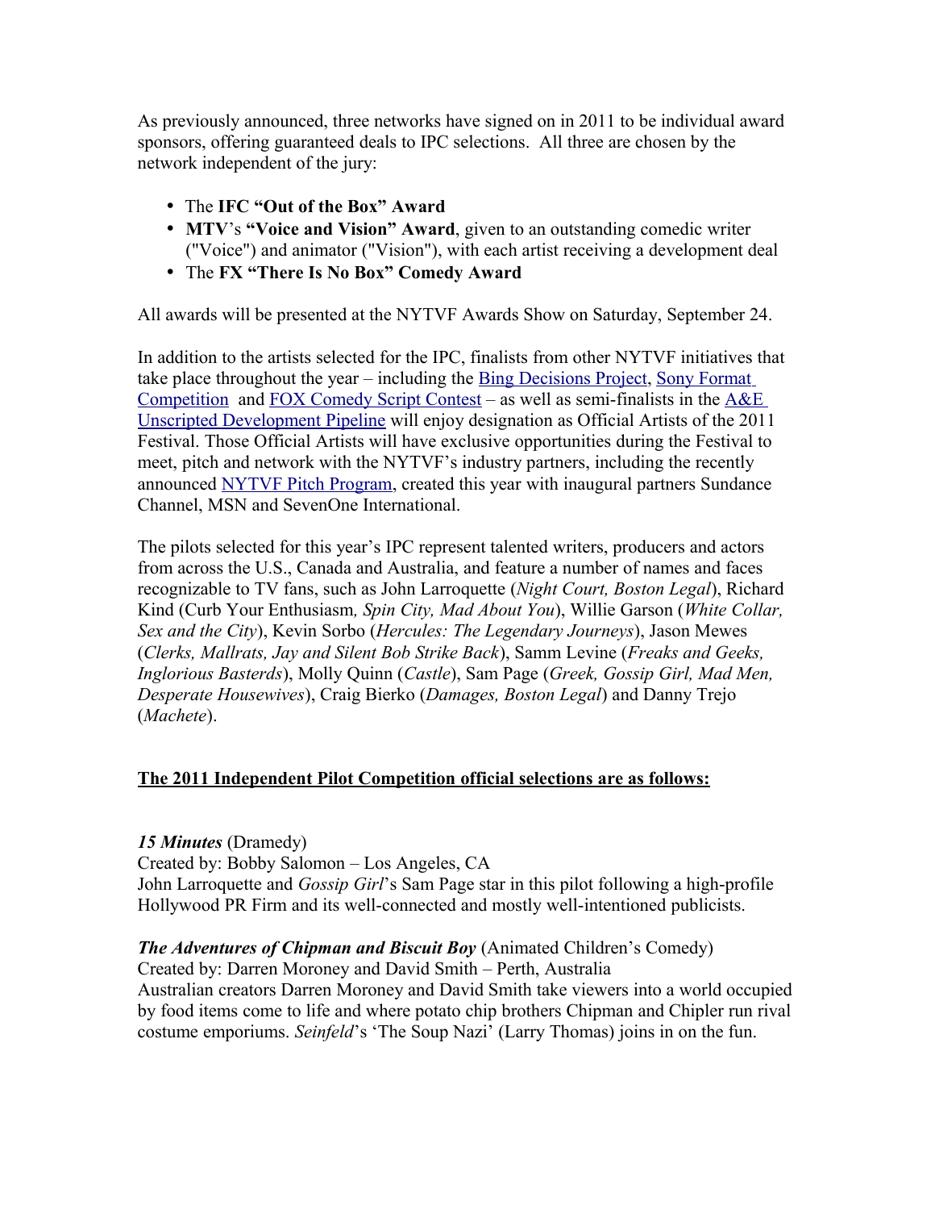As previously announced, three networks have signed on in 2011 to be individual award sponsors, offering guaranteed deals to IPC selections.  All three are chosen by the network independent of the jury:

- The **IFC "Out of the Box" Award**
- **MTV**'s **"Voice and Vision" Award**, given to an outstanding comedic writer ("Voice") and animator ("Vision"), with each artist receiving a development deal
- The **FX "There Is No Box" Comedy Award**

All awards will be presented at the NYTVF Awards Show on Saturday, September 24.

In addition to the artists selected for the IPC, finalists from other NYTVF initiatives that take place throughout the year – including the Bing Decisions Project, Sony Format Competition  and FOX Comedy Script Contest – as well as semi-finalists in the A&E Unscripted Development Pipeline will enjoy designation as Official Artists of the 2011 Festival. Those Official Artists will have exclusive opportunities during the Festival to meet, pitch and network with the NYTVF's industry partners, including the recently announced NYTVF Pitch Program, created this year with inaugural partners Sundance Channel, MSN and SevenOne International.

The pilots selected for this year's IPC represent talented writers, producers and actors from across the U.S., Canada and Australia, and feature a number of names and faces recognizable to TV fans, such as John Larroquette (*Night Court, Boston Legal*), Richard Kind (Curb Your Enthusiasm*, Spin City, Mad About You*), Willie Garson (*White Collar, Sex and the City*), Kevin Sorbo (*Hercules: The Legendary Journeys*), Jason Mewes (*Clerks, Mallrats, Jay and Silent Bob Strike Back*), Samm Levine (*Freaks and Geeks, Inglorious Basterds*), Molly Quinn (*Castle*), Sam Page (*Greek, Gossip Girl, Mad Men, Desperate Housewives*), Craig Bierko (*Damages, Boston Legal*) and Danny Trejo (*Machete*).

**The 2011 Independent Pilot Competition official selections are as follows:**

***15 Minutes*** (Dramedy)
Created by: Bobby Salomon – Los Angeles, CA
John Larroquette and *Gossip Girl*'s Sam Page star in this pilot following a high-profile Hollywood PR Firm and its well-connected and mostly well-intentioned publicists.

***The Adventures of Chipman and Biscuit Boy*** (Animated Children's Comedy)
Created by: Darren Moroney and David Smith – Perth, Australia
Australian creators Darren Moroney and David Smith take viewers into a world occupied by food items come to life and where potato chip brothers Chipman and Chipler run rival costume emporiums. *Seinfeld*'s 'The Soup Nazi' (Larry Thomas) joins in on the fun.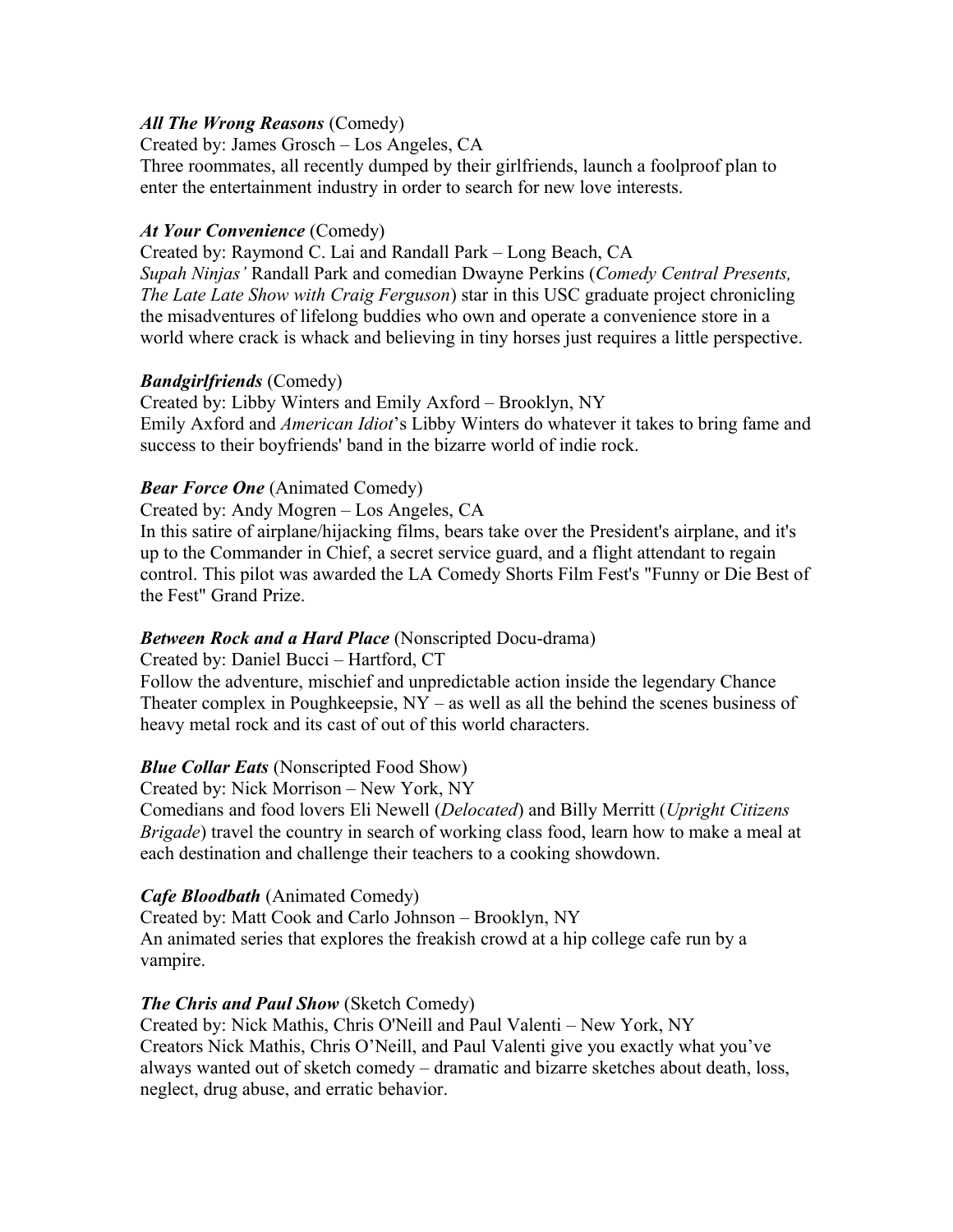***All The Wrong Reasons*** (Comedy)
Created by: James Grosch – Los Angeles, CA
Three roommates, all recently dumped by their girlfriends, launch a foolproof plan to enter the entertainment industry in order to search for new love interests.

***At Your Convenience*** (Comedy)
Created by: Raymond C. Lai and Randall Park – Long Beach, CA
*Supah Ninjas'* Randall Park and comedian Dwayne Perkins (*Comedy Central Presents, The Late Late Show with Craig Ferguson*) star in this USC graduate project chronicling the misadventures of lifelong buddies who own and operate a convenience store in a world where crack is whack and believing in tiny horses just requires a little perspective.

***Bandgirlfriends*** (Comedy)
Created by: Libby Winters and Emily Axford – Brooklyn, NY
Emily Axford and *American Idiot*'s Libby Winters do whatever it takes to bring fame and success to their boyfriends' band in the bizarre world of indie rock.

***Bear Force One*** (Animated Comedy)
Created by: Andy Mogren – Los Angeles, CA
In this satire of airplane/hijacking films, bears take over the President's airplane, and it's up to the Commander in Chief, a secret service guard, and a flight attendant to regain control. This pilot was awarded the LA Comedy Shorts Film Fest's "Funny or Die Best of the Fest" Grand Prize.

***Between Rock and a Hard Place*** (Nonscripted Docu-drama)
Created by: Daniel Bucci – Hartford, CT
Follow the adventure, mischief and unpredictable action inside the legendary Chance Theater complex in Poughkeepsie, NY – as well as all the behind the scenes business of heavy metal rock and its cast of out of this world characters.

***Blue Collar Eats*** (Nonscripted Food Show)
Created by: Nick Morrison – New York, NY
Comedians and food lovers Eli Newell (*Delocated*) and Billy Merritt (*Upright Citizens Brigade*) travel the country in search of working class food, learn how to make a meal at each destination and challenge their teachers to a cooking showdown.

***Cafe Bloodbath*** (Animated Comedy)
Created by: Matt Cook and Carlo Johnson – Brooklyn, NY
An animated series that explores the freakish crowd at a hip college cafe run by a vampire.

***The Chris and Paul Show*** (Sketch Comedy)
Created by: Nick Mathis, Chris O'Neill and Paul Valenti – New York, NY
Creators Nick Mathis, Chris O'Neill, and Paul Valenti give you exactly what you've always wanted out of sketch comedy – dramatic and bizarre sketches about death, loss, neglect, drug abuse, and erratic behavior.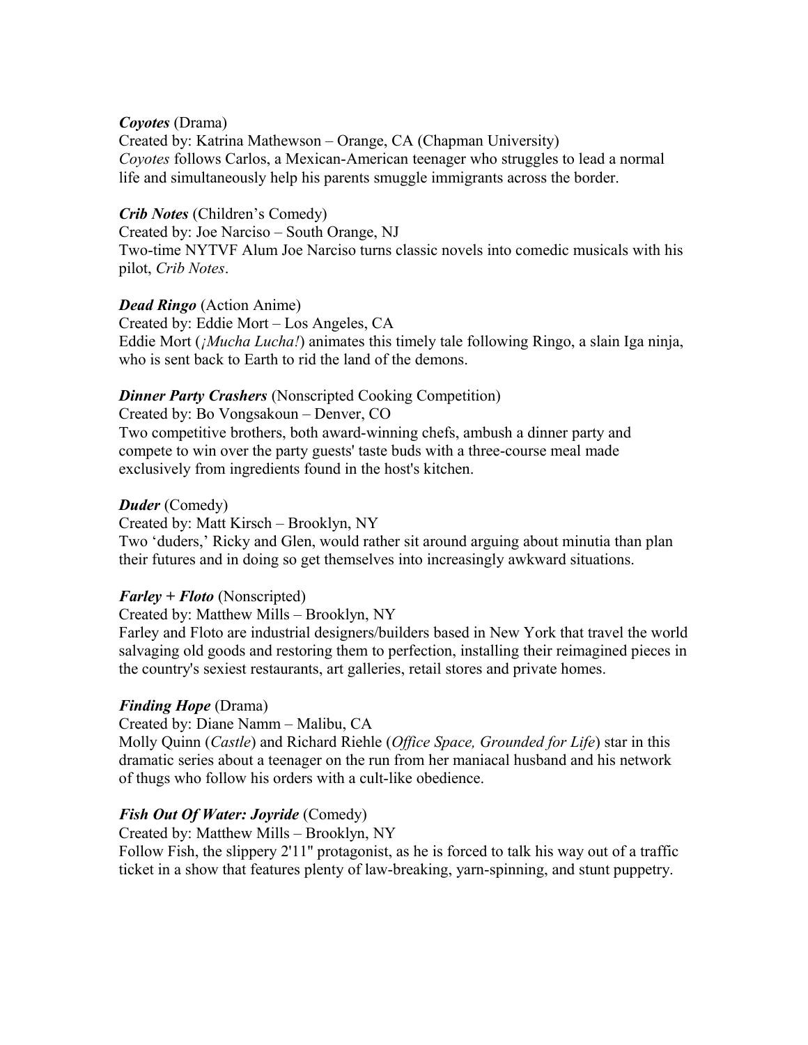***Coyotes*** (Drama)
Created by: Katrina Mathewson – Orange, CA (Chapman University)
*Coyotes* follows Carlos, a Mexican-American teenager who struggles to lead a normal life and simultaneously help his parents smuggle immigrants across the border.

***Crib Notes*** (Children's Comedy)
Created by: Joe Narciso – South Orange, NJ
Two-time NYTVF Alum Joe Narciso turns classic novels into comedic musicals with his pilot, *Crib Notes*.

***Dead Ringo*** (Action Anime)
Created by: Eddie Mort – Los Angeles, CA
Eddie Mort (*¡Mucha Lucha!*) animates this timely tale following Ringo, a slain Iga ninja, who is sent back to Earth to rid the land of the demons.

***Dinner Party Crashers*** (Nonscripted Cooking Competition)
Created by: Bo Vongsakoun – Denver, CO
Two competitive brothers, both award-winning chefs, ambush a dinner party and compete to win over the party guests' taste buds with a three-course meal made exclusively from ingredients found in the host's kitchen.

***Duder*** (Comedy)
Created by: Matt Kirsch – Brooklyn, NY
Two 'duders,' Ricky and Glen, would rather sit around arguing about minutia than plan their futures and in doing so get themselves into increasingly awkward situations.

***Farley + Floto*** (Nonscripted)
Created by: Matthew Mills – Brooklyn, NY
Farley and Floto are industrial designers/builders based in New York that travel the world salvaging old goods and restoring them to perfection, installing their reimagined pieces in the country's sexiest restaurants, art galleries, retail stores and private homes.

***Finding Hope*** (Drama)
Created by: Diane Namm – Malibu, CA
Molly Quinn (*Castle*) and Richard Riehle (*Office Space, Grounded for Life*) star in this dramatic series about a teenager on the run from her maniacal husband and his network of thugs who follow his orders with a cult-like obedience.

***Fish Out Of Water: Joyride*** (Comedy)
Created by: Matthew Mills – Brooklyn, NY
Follow Fish, the slippery 2'11" protagonist, as he is forced to talk his way out of a traffic ticket in a show that features plenty of law-breaking, yarn-spinning, and stunt puppetry.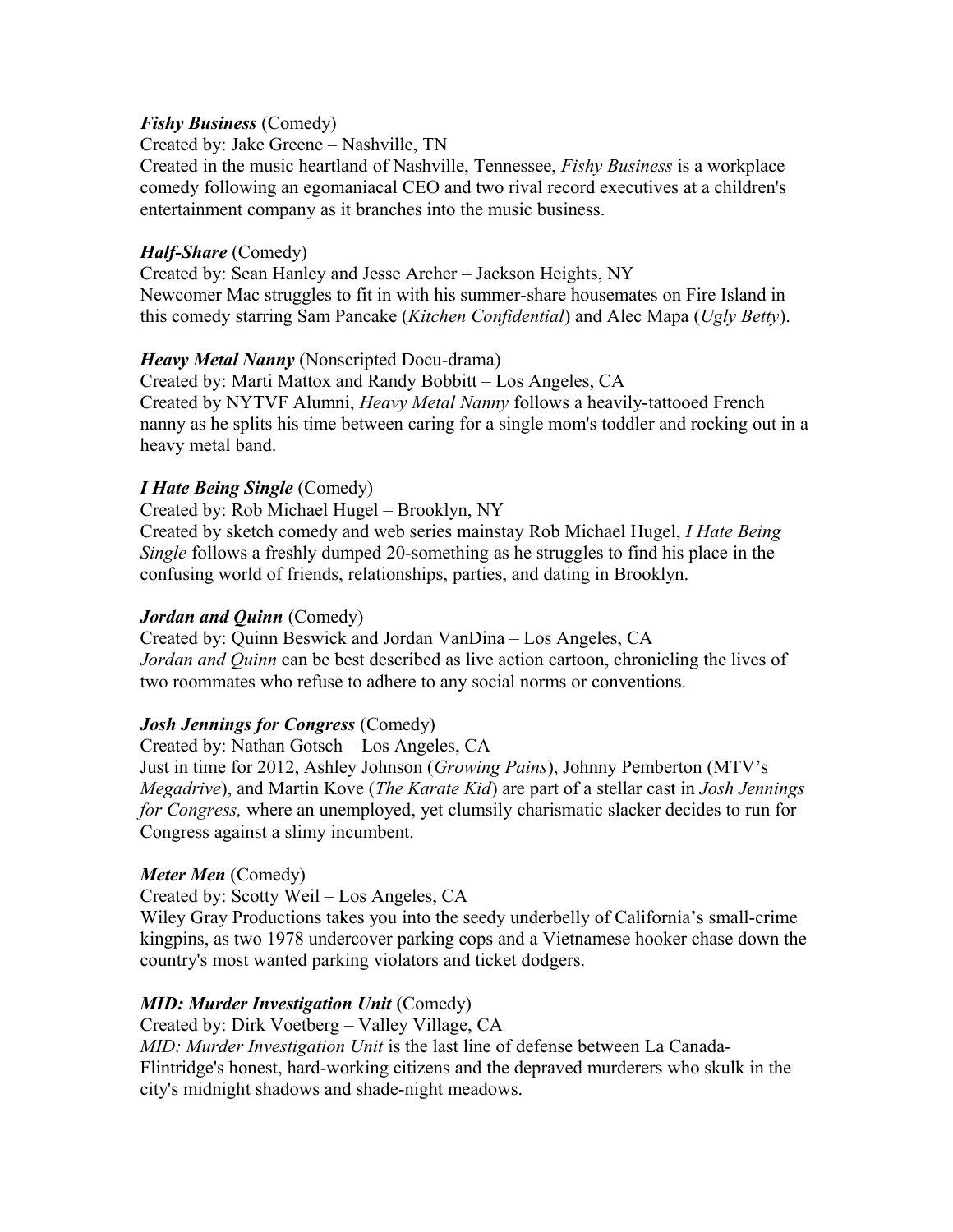***Fishy Business*** (Comedy)

Created by: Jake Greene – Nashville, TN

Created in the music heartland of Nashville, Tennessee, *Fishy Business* is a workplace comedy following an egomaniacal CEO and two rival record executives at a children's entertainment company as it branches into the music business.

***Half-Share*** (Comedy)

Created by: Sean Hanley and Jesse Archer – Jackson Heights, NY

Newcomer Mac struggles to fit in with his summer-share housemates on Fire Island in this comedy starring Sam Pancake (*Kitchen Confidential*) and Alec Mapa (*Ugly Betty*).

***Heavy Metal Nanny*** (Nonscripted Docu-drama)

Created by: Marti Mattox and Randy Bobbitt – Los Angeles, CA

Created by NYTVF Alumni, *Heavy Metal Nanny* follows a heavily-tattooed French nanny as he splits his time between caring for a single mom's toddler and rocking out in a heavy metal band.

***I Hate Being Single*** (Comedy)

Created by: Rob Michael Hugel – Brooklyn, NY

Created by sketch comedy and web series mainstay Rob Michael Hugel, *I Hate Being Single* follows a freshly dumped 20-something as he struggles to find his place in the confusing world of friends, relationships, parties, and dating in Brooklyn.

***Jordan and Quinn*** (Comedy)

Created by: Quinn Beswick and Jordan VanDina – Los Angeles, CA

*Jordan and Quinn* can be best described as live action cartoon, chronicling the lives of two roommates who refuse to adhere to any social norms or conventions.

***Josh Jennings for Congress*** (Comedy)

Created by: Nathan Gotsch – Los Angeles, CA

Just in time for 2012, Ashley Johnson (*Growing Pains*), Johnny Pemberton (MTV's *Megadrive*), and Martin Kove (*The Karate Kid*) are part of a stellar cast in *Josh Jennings for Congress,* where an unemployed, yet clumsily charismatic slacker decides to run for Congress against a slimy incumbent.

***Meter Men*** (Comedy)

Created by: Scotty Weil – Los Angeles, CA

Wiley Gray Productions takes you into the seedy underbelly of California's small-crime kingpins, as two 1978 undercover parking cops and a Vietnamese hooker chase down the country's most wanted parking violators and ticket dodgers.

***MID: Murder Investigation Unit*** (Comedy)

Created by: Dirk Voetberg – Valley Village, CA

*MID: Murder Investigation Unit* is the last line of defense between La Canada-Flintridge's honest, hard-working citizens and the depraved murderers who skulk in the city's midnight shadows and shade-night meadows.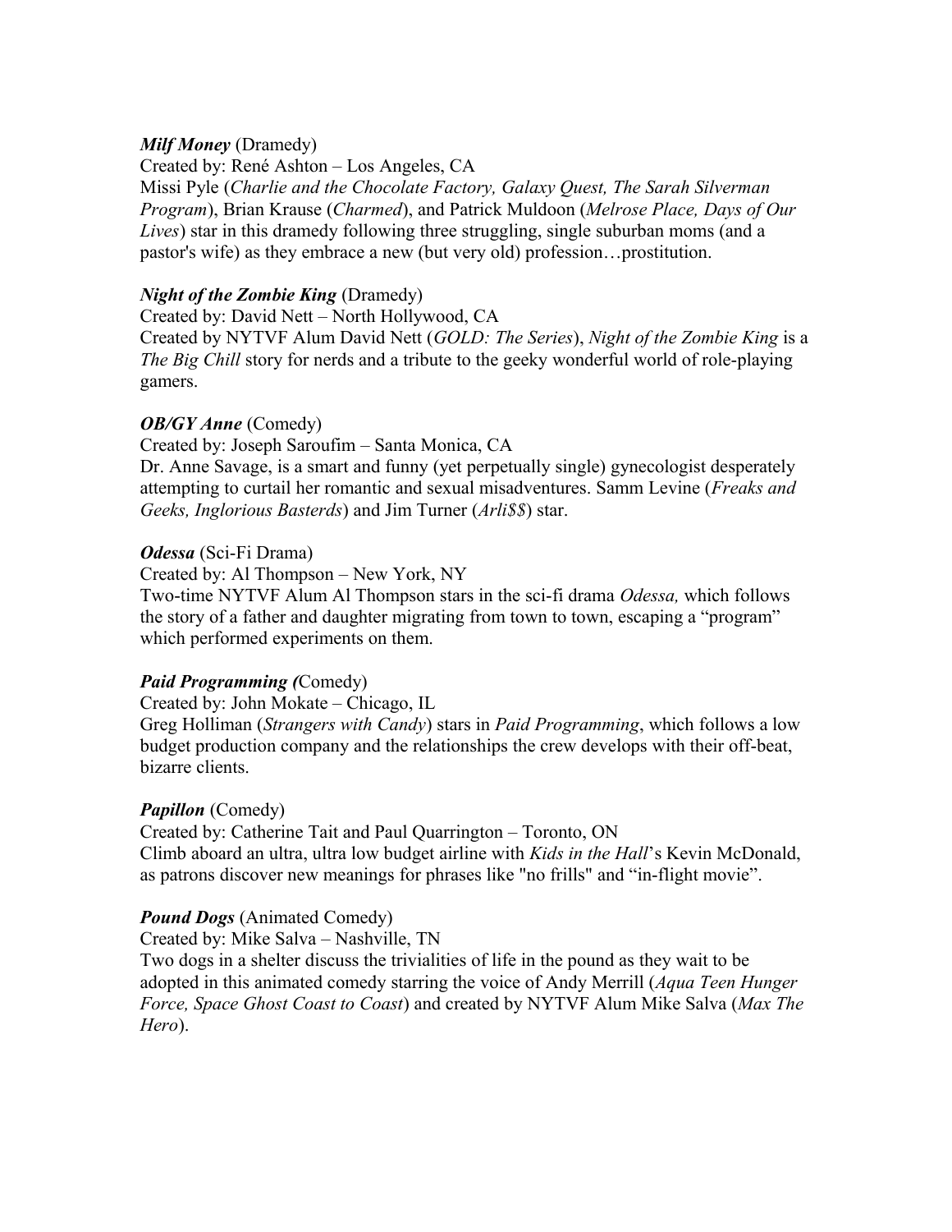***Milf Money*** (Dramedy)
Created by: René Ashton – Los Angeles, CA
Missi Pyle (*Charlie and the Chocolate Factory, Galaxy Quest, The Sarah Silverman Program*), Brian Krause (*Charmed*), and Patrick Muldoon (*Melrose Place, Days of Our Lives*) star in this dramedy following three struggling, single suburban moms (and a pastor's wife) as they embrace a new (but very old) profession…prostitution.

***Night of the Zombie King*** (Dramedy)
Created by: David Nett – North Hollywood, CA
Created by NYTVF Alum David Nett (*GOLD: The Series*), *Night of the Zombie King* is a *The Big Chill* story for nerds and a tribute to the geeky wonderful world of role-playing gamers.

***OB/GY Anne*** (Comedy)
Created by: Joseph Saroufim – Santa Monica, CA
Dr. Anne Savage, is a smart and funny (yet perpetually single) gynecologist desperately attempting to curtail her romantic and sexual misadventures. Samm Levine (*Freaks and Geeks, Inglorious Basterds*) and Jim Turner (*Arli$$*) star.

***Odessa*** (Sci-Fi Drama)
Created by: Al Thompson – New York, NY
Two-time NYTVF Alum Al Thompson stars in the sci-fi drama *Odessa,* which follows the story of a father and daughter migrating from town to town, escaping a "program" which performed experiments on them.

***Paid Programming (***Comedy)
Created by: John Mokate – Chicago, IL
Greg Holliman (*Strangers with Candy*) stars in *Paid Programming*, which follows a low budget production company and the relationships the crew develops with their off-beat, bizarre clients.

***Papillon*** (Comedy)
Created by: Catherine Tait and Paul Quarrington – Toronto, ON
Climb aboard an ultra, ultra low budget airline with *Kids in the Hall*'s Kevin McDonald, as patrons discover new meanings for phrases like "no frills" and "in-flight movie".

***Pound Dogs*** (Animated Comedy)
Created by: Mike Salva – Nashville, TN
Two dogs in a shelter discuss the trivialities of life in the pound as they wait to be adopted in this animated comedy starring the voice of Andy Merrill (*Aqua Teen Hunger Force, Space Ghost Coast to Coast*) and created by NYTVF Alum Mike Salva (*Max The Hero*).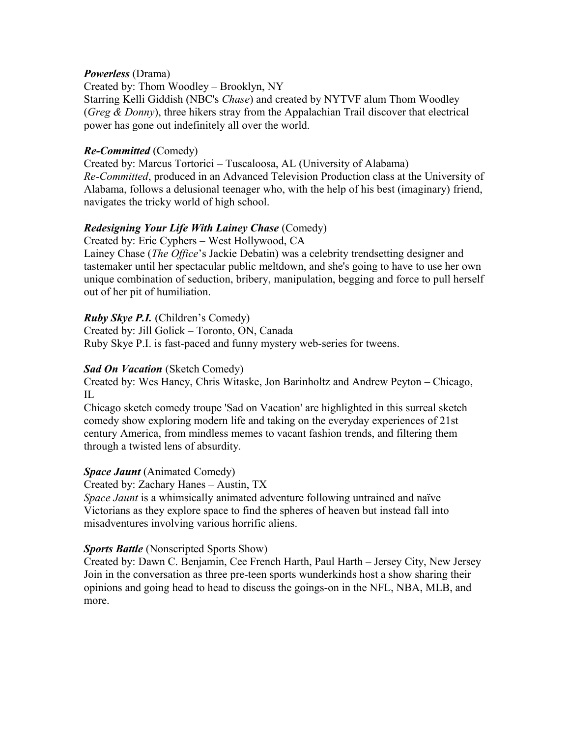***Powerless*** (Drama)

Created by: Thom Woodley – Brooklyn, NY

Starring Kelli Giddish (NBC's *Chase*) and created by NYTVF alum Thom Woodley (*Greg & Donny*), three hikers stray from the Appalachian Trail discover that electrical power has gone out indefinitely all over the world.

***Re-Committed*** (Comedy)

Created by: Marcus Tortorici – Tuscaloosa, AL (University of Alabama)

*Re-Committed*, produced in an Advanced Television Production class at the University of Alabama, follows a delusional teenager who, with the help of his best (imaginary) friend, navigates the tricky world of high school.

***Redesigning Your Life With Lainey Chase*** (Comedy)

Created by: Eric Cyphers – West Hollywood, CA

Lainey Chase (*The Office*'s Jackie Debatin) was a celebrity trendsetting designer and tastemaker until her spectacular public meltdown, and she's going to have to use her own unique combination of seduction, bribery, manipulation, begging and force to pull herself out of her pit of humiliation.

***Ruby Skye P.I.*** (Children's Comedy)

Created by: Jill Golick – Toronto, ON, Canada

Ruby Skye P.I. is fast-paced and funny mystery web-series for tweens.

***Sad On Vacation*** (Sketch Comedy)

Created by: Wes Haney, Chris Witaske, Jon Barinholtz and Andrew Peyton – Chicago, IL

Chicago sketch comedy troupe 'Sad on Vacation' are highlighted in this surreal sketch comedy show exploring modern life and taking on the everyday experiences of 21st century America, from mindless memes to vacant fashion trends, and filtering them through a twisted lens of absurdity.

***Space Jaunt*** (Animated Comedy)

Created by: Zachary Hanes – Austin, TX

*Space Jaunt* is a whimsically animated adventure following untrained and naïve Victorians as they explore space to find the spheres of heaven but instead fall into misadventures involving various horrific aliens.

***Sports Battle*** (Nonscripted Sports Show)

Created by: Dawn C. Benjamin, Cee French Harth, Paul Harth – Jersey City, New Jersey

Join in the conversation as three pre-teen sports wunderkinds host a show sharing their opinions and going head to head to discuss the goings-on in the NFL, NBA, MLB, and more.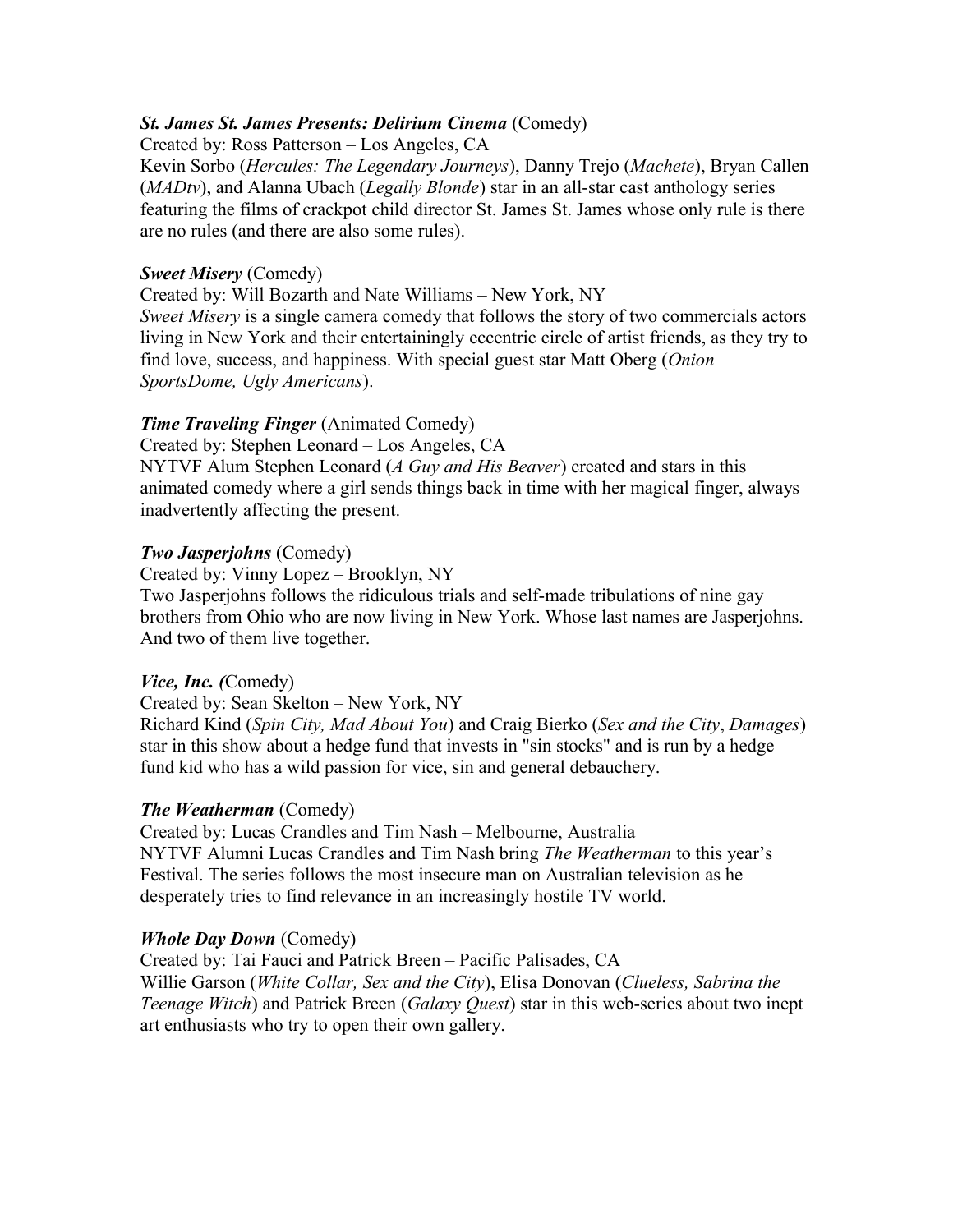***St. James St. James Presents: Delirium Cinema*** (Comedy)
Created by: Ross Patterson – Los Angeles, CA
Kevin Sorbo (*Hercules: The Legendary Journeys*), Danny Trejo (*Machete*), Bryan Callen (*MADtv*), and Alanna Ubach (*Legally Blonde*) star in an all-star cast anthology series featuring the films of crackpot child director St. James St. James whose only rule is there are no rules (and there are also some rules).

***Sweet Misery*** (Comedy)
Created by: Will Bozarth and Nate Williams – New York, NY
*Sweet Misery* is a single camera comedy that follows the story of two commercials actors living in New York and their entertainingly eccentric circle of artist friends, as they try to find love, success, and happiness. With special guest star Matt Oberg (*Onion SportsDome, Ugly Americans*).

***Time Traveling Finger*** (Animated Comedy)
Created by: Stephen Leonard – Los Angeles, CA
NYTVF Alum Stephen Leonard (*A Guy and His Beaver*) created and stars in this animated comedy where a girl sends things back in time with her magical finger, always inadvertently affecting the present.

***Two Jasperjohns*** (Comedy)
Created by: Vinny Lopez – Brooklyn, NY
Two Jasperjohns follows the ridiculous trials and self-made tribulations of nine gay brothers from Ohio who are now living in New York. Whose last names are Jasperjohns. And two of them live together.

***Vice, Inc. (***Comedy)
Created by: Sean Skelton – New York, NY
Richard Kind (*Spin City, Mad About You*) and Craig Bierko (*Sex and the City*, *Damages*) star in this show about a hedge fund that invests in "sin stocks" and is run by a hedge fund kid who has a wild passion for vice, sin and general debauchery.

***The Weatherman*** (Comedy)
Created by: Lucas Crandles and Tim Nash – Melbourne, Australia
NYTVF Alumni Lucas Crandles and Tim Nash bring *The Weatherman* to this year's Festival. The series follows the most insecure man on Australian television as he desperately tries to find relevance in an increasingly hostile TV world.

***Whole Day Down*** (Comedy)
Created by: Tai Fauci and Patrick Breen – Pacific Palisades, CA
Willie Garson (*White Collar, Sex and the City*), Elisa Donovan (*Clueless, Sabrina the Teenage Witch*) and Patrick Breen (*Galaxy Quest*) star in this web-series about two inept art enthusiasts who try to open their own gallery.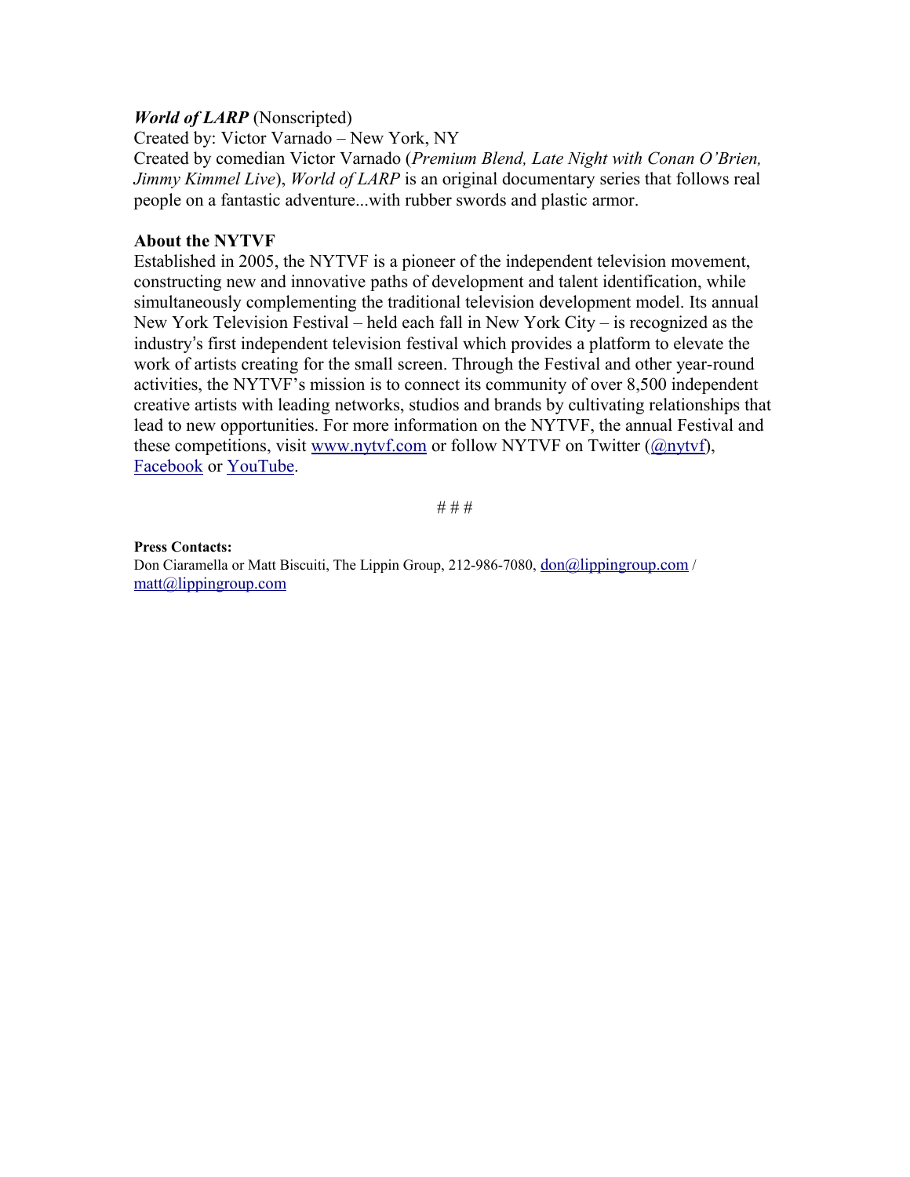***World of LARP*** (Nonscripted)
Created by: Victor Varnado – New York, NY
Created by comedian Victor Varnado (*Premium Blend, Late Night with Conan O'Brien, Jimmy Kimmel Live*), *World of LARP* is an original documentary series that follows real people on a fantastic adventure...with rubber swords and plastic armor.

**About the NYTVF**
Established in 2005, the NYTVF is a pioneer of the independent television movement, constructing new and innovative paths of development and talent identification, while simultaneously complementing the traditional television development model. Its annual New York Television Festival – held each fall in New York City – is recognized as the industry's first independent television festival which provides a platform to elevate the work of artists creating for the small screen. Through the Festival and other year-round activities, the NYTVF's mission is to connect its community of over 8,500 independent creative artists with leading networks, studios and brands by cultivating relationships that lead to new opportunities. For more information on the NYTVF, the annual Festival and these competitions, visit www.nytvf.com or follow NYTVF on Twitter (@nytvf), Facebook or YouTube.

# # #

**Press Contacts:**
Don Ciaramella or Matt Biscuiti, The Lippin Group, 212-986-7080, don@lippingroup.com / matt@lippingroup.com